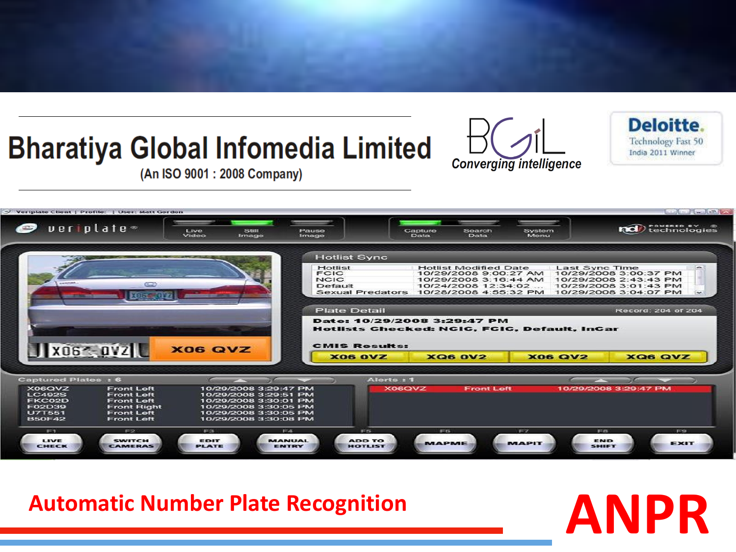# Bharatiya Global Infomedia Limited

(An ISO 9001 : 2008 Company)

BGiL

*Converging intelligence*

Deloitte. Technology Fast 50 India 2011 Winner

veriplate

| Live Video | Still Image | Pause Image | Capture Data | Search Data | System Menu |
|---|---|---|---|---|---|

ndi technologies

**Hotlist Sync**

| Hotlist | Hotlist Modified Date | Last Sync Time |
|---|---|---|
| FCIC | 10/29/2008 9:00:27 AM | 10/29/2008 3:00:37 PM |
| NCIC | 10/29/2008 3:16:44 AM | 10/29/2008 2:43:43 PM |
| Default | 10/24/2008 12:34:02 ... | 10/29/2008 3:01:43 PM |
| Sexual Predators | 10/28/2008 4:55:32 PM | 10/29/2008 3:04:07 PM |

**Plate Detail** Record: 204 of 204

Date: 10/29/2008 3:29:47 PM

Hotlists Checked: NCIC, FCIC, Default, InCar

CMIS Results:

| X06 0VZ | XQ6 0V2 | X06 QV2 | XQ6 QVZ |
|---|---|---|---|

X06 QVZ

Captured Plates : 6

| Plate | Camera | Time |
|---|---|---|
| X06QVZ | Front Left | 10/29/2008 3:29:47 PM |
| LC492S | Front Left | 10/29/2008 3:29:51 PM |
| FKC02D | Front Left | 10/29/2008 3:30:01 PM |
| F02D39 | Front Right | 10/29/2008 3:30:05 PM |
| U7T551 | Front Left | 10/29/2008 3:30:05 PM |
| B50F42 | Front Left | 10/29/2008 3:30:08 PM |

Alerts : 1

| Plate | Camera | Time |
|---|---|---|
| X06QVZ | Front Left | 10/29/2008 3:29:47 PM |

| F1 | F2 | F3 | F4 | F5 | F6 | F7 | F8 | F9 |
|---|---|---|---|---|---|---|---|---|
| LIVE CHECK | SWITCH CAMERAS | EDIT PLATE | MANUAL ENTRY | ADD TO HOTLIST | MAPME | MAPIT | END SHIFT | EXIT |

## Automatic Number Plate Recognition

# ANPR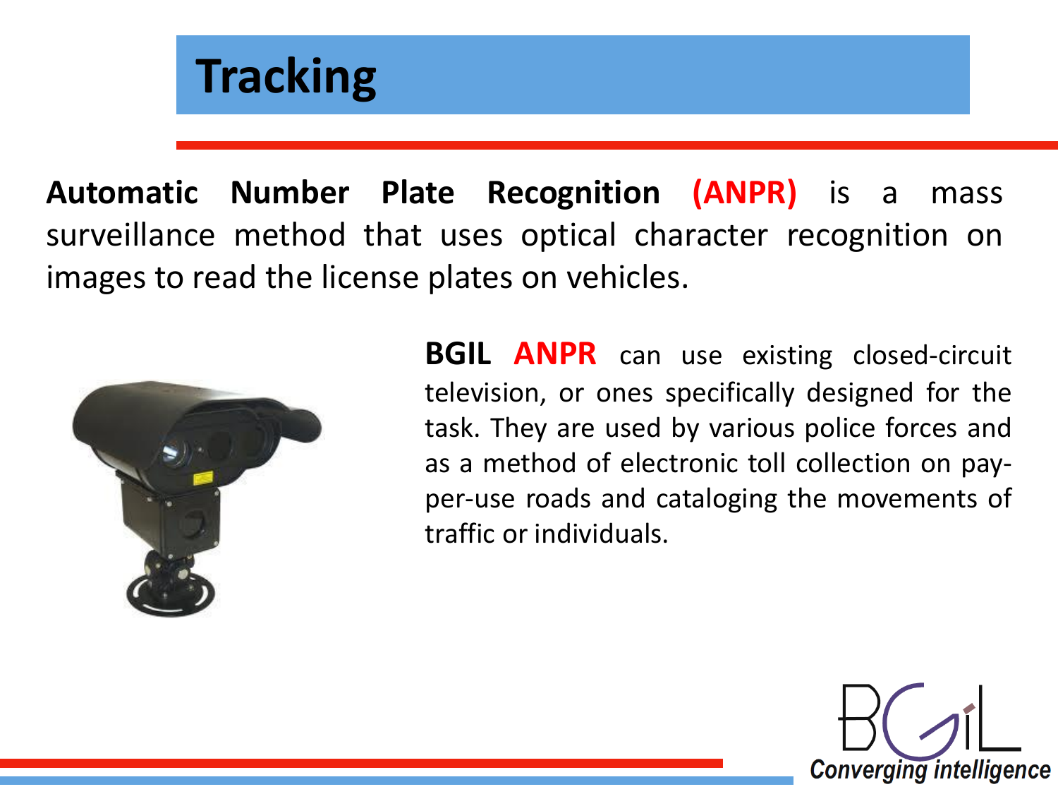# Tracking

**Automatic Number Plate Recognition (ANPR)** is a mass surveillance method that uses optical character recognition on images to read the license plates on vehicles.

**BGIL ANPR** can use existing closed-circuit television, or ones specifically designed for the task. They are used by various police forces and as a method of electronic toll collection on pay-per-use roads and cataloging the movements of traffic or individuals.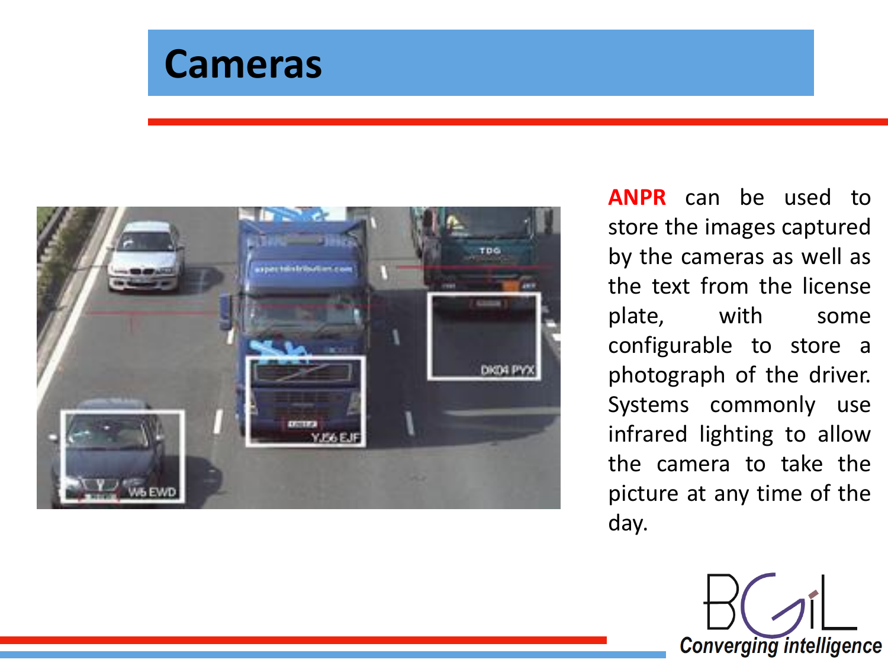# Cameras

**ANPR** can be used to store the images captured by the cameras as well as the text from the license plate, with some configurable to store a photograph of the driver. Systems commonly use infrared lighting to allow the camera to take the picture at any time of the day.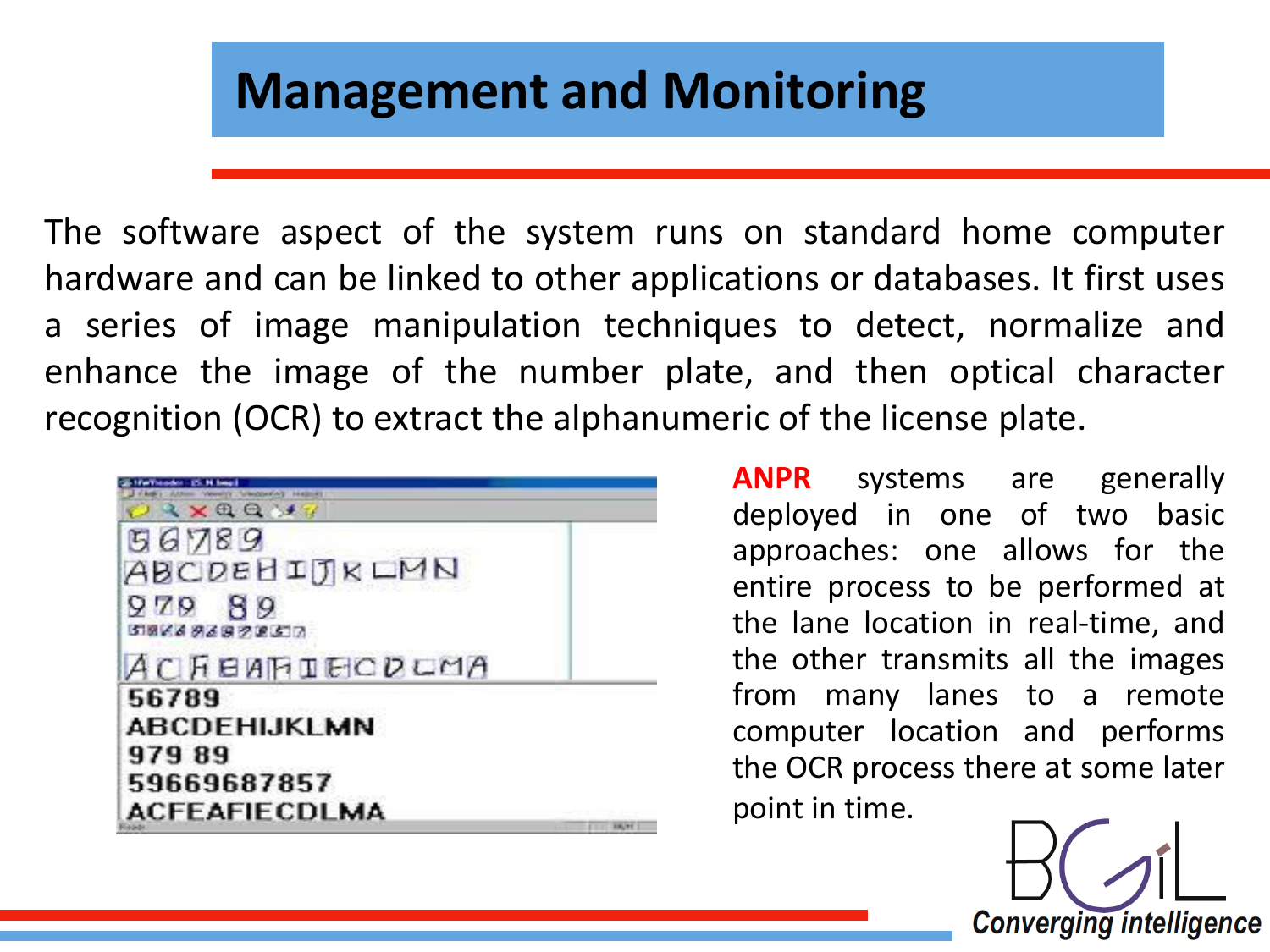# Management and Monitoring

The software aspect of the system runs on standard home computer hardware and can be linked to other applications or databases. It first uses a series of image manipulation techniques to detect, normalize and enhance the image of the number plate, and then optical character recognition (OCR) to extract the alphanumeric of the license plate.

**ANPR** systems are generally deployed in one of two basic approaches: one allows for the entire process to be performed at the lane location in real-time, and the other transmits all the images from many lanes to a remote computer location and performs the OCR process there at some later point in time.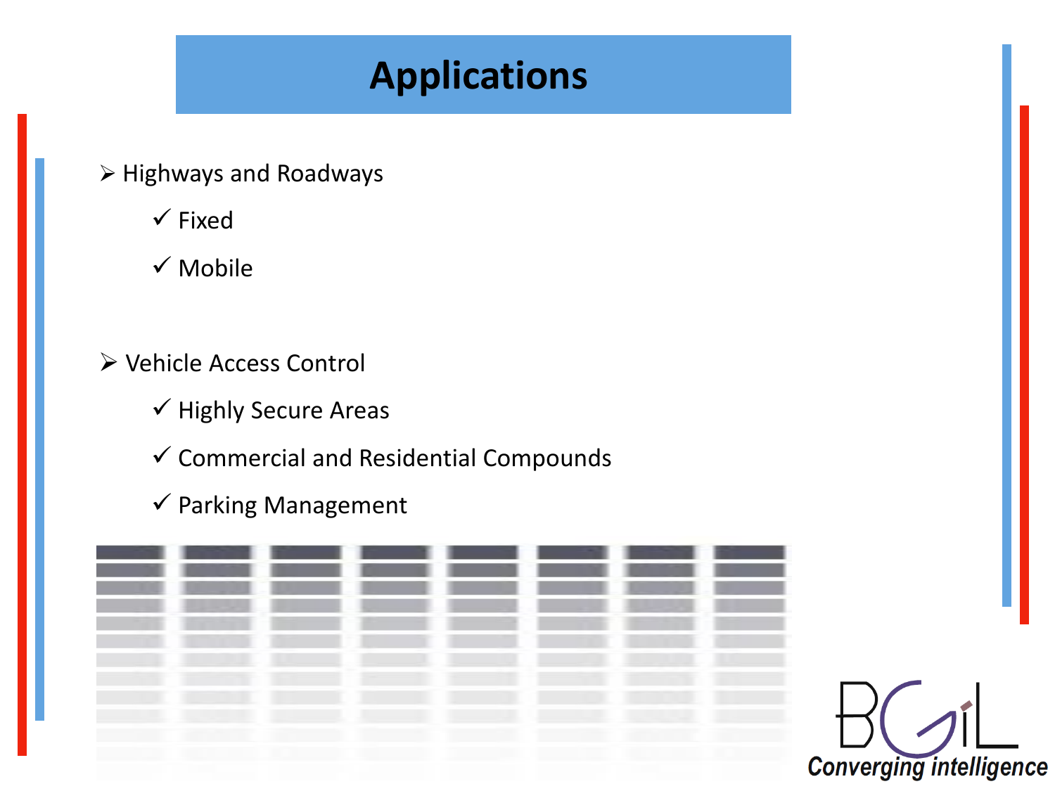# Applications

- Highways and Roadways
  - ✓ Fixed
  - ✓ Mobile

- Vehicle Access Control
  - ✓ Highly Secure Areas
  - ✓ Commercial and Residential Compounds
  - ✓ Parking Management

BGiL
*Converging intelligence*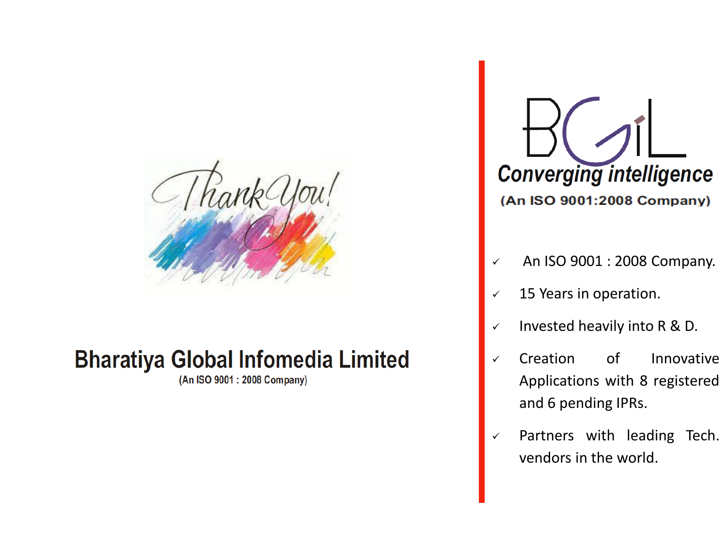Thank You!

## Bharatiya Global Infomedia Limited

(An ISO 9001 : 2008 Company)

BGiL

**Converging intelligence**

(An ISO 9001:2008 Company)

- ✓ An ISO 9001 : 2008 Company.
- ✓ 15 Years in operation.
- ✓ Invested heavily into R & D.
- ✓ Creation of Innovative Applications with 8 registered and 6 pending IPRs.
- ✓ Partners with leading Tech. vendors in the world.